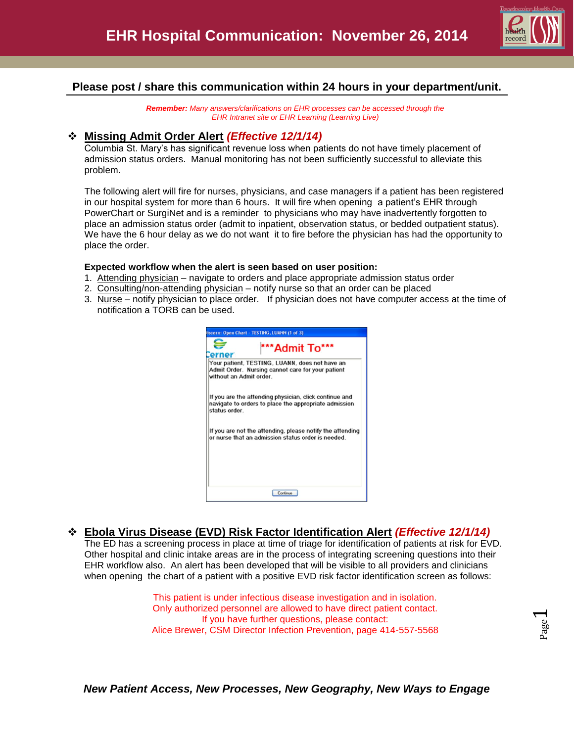# EHR Hospital Communication: November 26, 2014

**Please post / share this communication within 24 hours in your department/unit.**

***Remember:*** *Many answers/clarifications on EHR processes can be accessed through the EHR Intranet site or EHR Learning (Learning Live)*

## ❖ Missing Admit Order Alert *(Effective 12/1/14)*

Columbia St. Mary's has significant revenue loss when patients do not have timely placement of admission status orders. Manual monitoring has not been sufficiently successful to alleviate this problem.

The following alert will fire for nurses, physicians, and case managers if a patient has been registered in our hospital system for more than 6 hours. It will fire when opening a patient's EHR through PowerChart or SurgiNet and is a reminder to physicians who may have inadvertently forgotten to place an admission status order (admit to inpatient, observation status, or bedded outpatient status). We have the 6 hour delay as we do not want it to fire before the physician has had the opportunity to place the order.

**Expected workflow when the alert is seen based on user position:**

1. Attending physician – navigate to orders and place appropriate admission status order
2. Consulting/non-attending physician – notify nurse so that an order can be placed
3. Nurse – notify physician to place order. If physician does not have computer access at the time of notification a TORB can be used.

Discern: Open Chart - TESTING, LUANN (1 of 3)

Cerner

***Admit To***

Your patient, TESTING, LUANN, does not have an Admit Order. Nursing cannot care for your patient without an Admit order.

If you are the attending physician, click continue and navigate to orders to place the appropriate admission status order.

If you are not the attending, please notify the attending or nurse that an admission status order is needed.

Continue

## ❖ Ebola Virus Disease (EVD) Risk Factor Identification Alert *(Effective 12/1/14)*

The ED has a screening process in place at time of triage for identification of patients at risk for EVD. Other hospital and clinic intake areas are in the process of integrating screening questions into their EHR workflow also. An alert has been developed that will be visible to all providers and clinicians when opening the chart of a patient with a positive EVD risk factor identification screen as follows:

This patient is under infectious disease investigation and in isolation.
Only authorized personnel are allowed to have direct patient contact.
If you have further questions, please contact:
Alice Brewer, CSM Director Infection Prevention, page 414-557-5568

***New Patient Access, New Processes, New Geography, New Ways to Engage***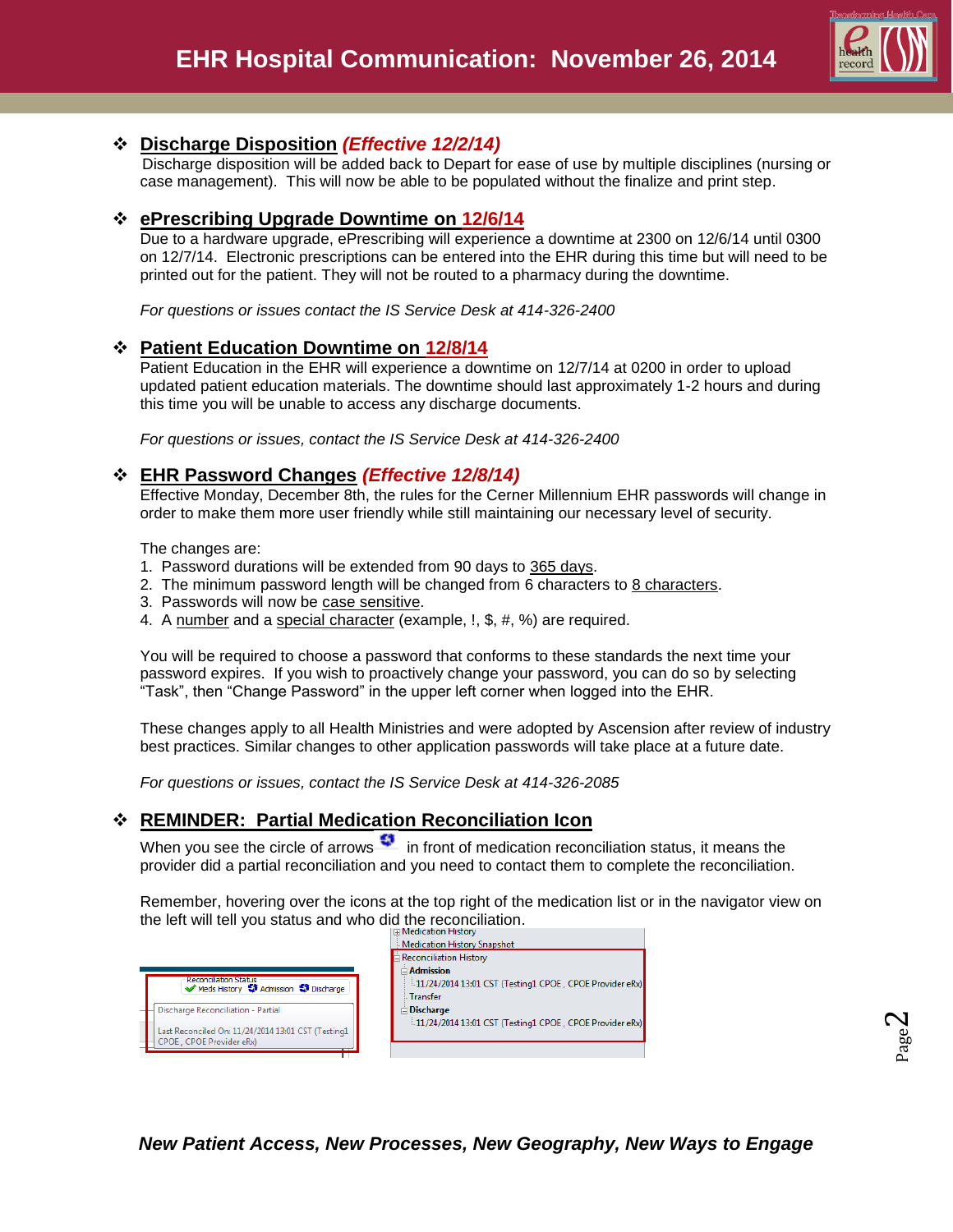# EHR Hospital Communication: November 26, 2014

## ❖ Discharge Disposition *(Effective 12/2/14)*

Discharge disposition will be added back to Depart for ease of use by multiple disciplines (nursing or case management). This will now be able to be populated without the finalize and print step.

## ❖ ePrescribing Upgrade Downtime on 12/6/14

Due to a hardware upgrade, ePrescribing will experience a downtime at 2300 on 12/6/14 until 0300 on 12/7/14. Electronic prescriptions can be entered into the EHR during this time but will need to be printed out for the patient. They will not be routed to a pharmacy during the downtime.

*For questions or issues contact the IS Service Desk at 414-326-2400*

## ❖ Patient Education Downtime on 12/8/14

Patient Education in the EHR will experience a downtime on 12/7/14 at 0200 in order to upload updated patient education materials. The downtime should last approximately 1-2 hours and during this time you will be unable to access any discharge documents.

*For questions or issues, contact the IS Service Desk at 414-326-2400*

## ❖ EHR Password Changes *(Effective 12/8/14)*

Effective Monday, December 8th, the rules for the Cerner Millennium EHR passwords will change in order to make them more user friendly while still maintaining our necessary level of security.

The changes are:

1. Password durations will be extended from 90 days to 365 days.
2. The minimum password length will be changed from 6 characters to 8 characters.
3. Passwords will now be case sensitive.
4. A number and a special character (example, !, $, #, %) are required.

You will be required to choose a password that conforms to these standards the next time your password expires. If you wish to proactively change your password, you can do so by selecting "Task", then "Change Password" in the upper left corner when logged into the EHR.

These changes apply to all Health Ministries and were adopted by Ascension after review of industry best practices. Similar changes to other application passwords will take place at a future date.

*For questions or issues, contact the IS Service Desk at 414-326-2085*

## ❖ REMINDER: Partial Medication Reconciliation Icon

When you see the circle of arrows in front of medication reconciliation status, it means the provider did a partial reconciliation and you need to contact them to complete the reconciliation.

Remember, hovering over the icons at the top right of the medication list or in the navigator view on the left will tell you status and who did the reconciliation.

Reconciliation Status
Meds History   Admission   Discharge

Discharge Reconciliation - Partial

Last Reconciled On: 11/24/2014 13:01 CST (Testing1 CPOE, CPOE Provider eRx)

Medication History
Medication History Snapshot
Reconciliation History
Admission
11/24/2014 13:01 CST (Testing1 CPOE, CPOE Provider eRx)
Transfer
Discharge
11/24/2014 13:01 CST (Testing1 CPOE, CPOE Provider eRx)

*New Patient Access, New Processes, New Geography, New Ways to Engage*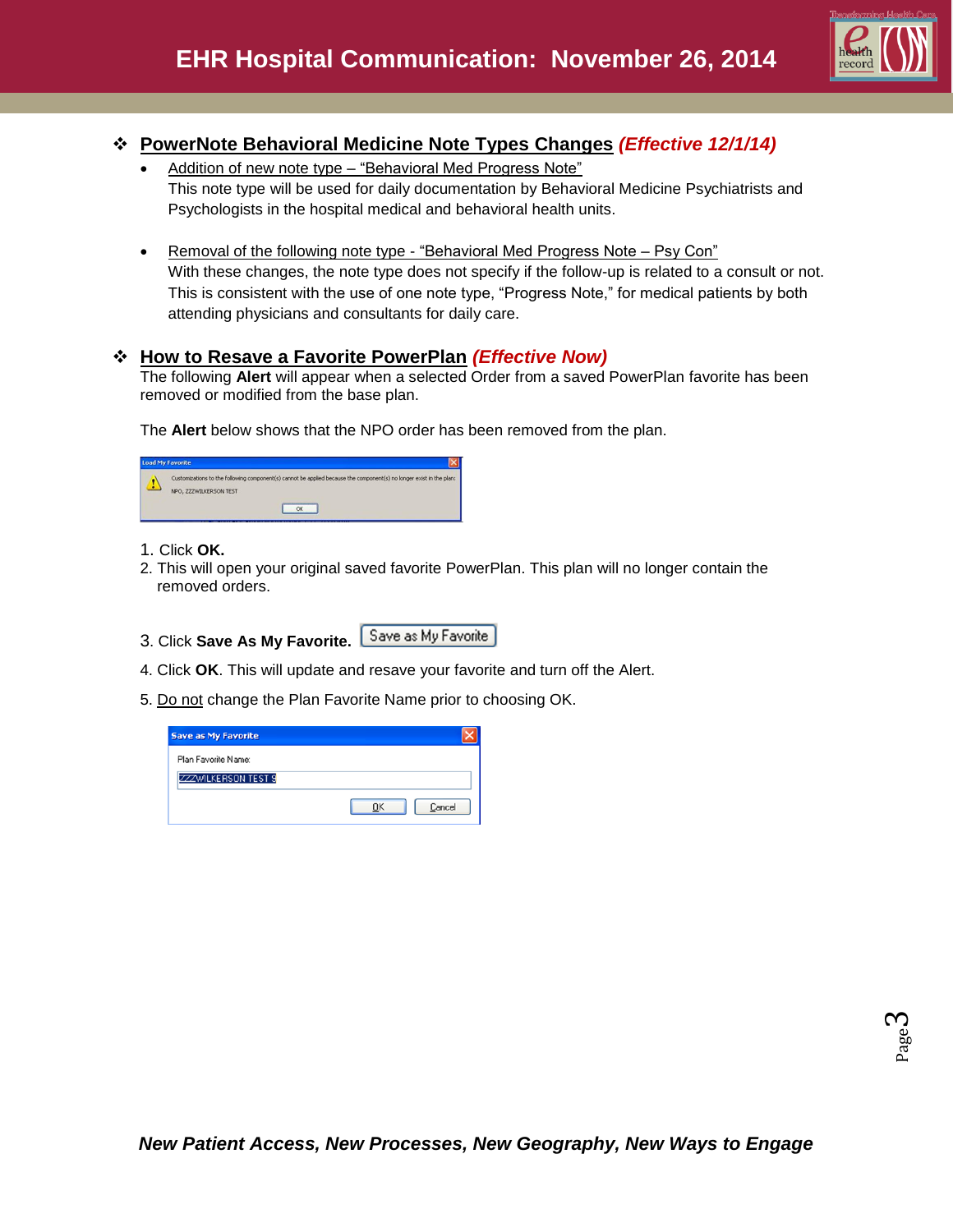## PowerNote Behavioral Medicine Note Types Changes *(Effective 12/1/14)*

- Addition of new note type – "Behavioral Med Progress Note"
  This note type will be used for daily documentation by Behavioral Medicine Psychiatrists and Psychologists in the hospital medical and behavioral health units.

- Removal of the following note type - "Behavioral Med Progress Note – Psy Con"
  With these changes, the note type does not specify if the follow-up is related to a consult or not. This is consistent with the use of one note type, "Progress Note," for medical patients by both attending physicians and consultants for daily care.

## How to Resave a Favorite PowerPlan *(Effective Now)*

The following **Alert** will appear when a selected Order from a saved PowerPlan favorite has been removed or modified from the base plan.

The **Alert** below shows that the NPO order has been removed from the plan.

1. Click **OK.**
2. This will open your original saved favorite PowerPlan. This plan will no longer contain the removed orders.
3. Click **Save As My Favorite.**
4. Click **OK**. This will update and resave your favorite and turn off the Alert.
5. Do not change the Plan Favorite Name prior to choosing OK.

*New Patient Access, New Processes, New Geography, New Ways to Engage*